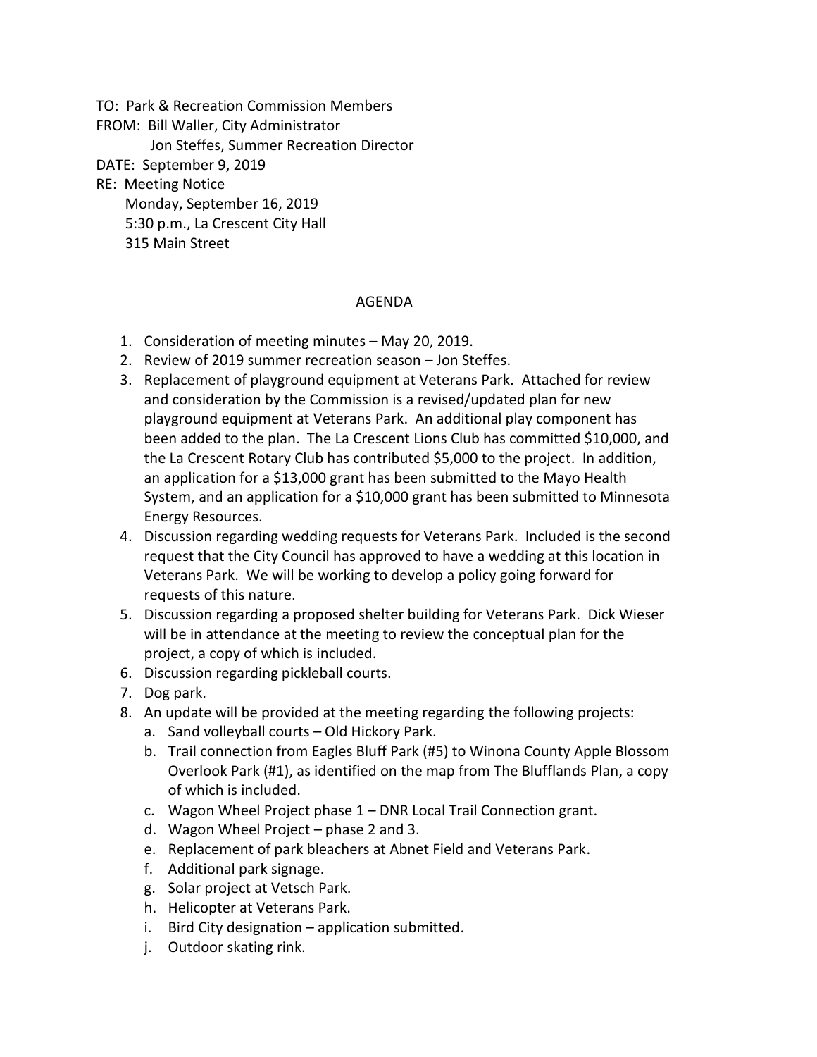TO: Park & Recreation Commission Members
FROM: Bill Waller, City Administrator
Jon Steffes, Summer Recreation Director
DATE: September 9, 2019
RE: Meeting Notice
Monday, September 16, 2019
5:30 p.m., La Crescent City Hall
315 Main Street

## AGENDA

1. Consideration of meeting minutes – May 20, 2019.
2. Review of 2019 summer recreation season – Jon Steffes.
3. Replacement of playground equipment at Veterans Park. Attached for review and consideration by the Commission is a revised/updated plan for new playground equipment at Veterans Park. An additional play component has been added to the plan. The La Crescent Lions Club has committed $10,000, and the La Crescent Rotary Club has contributed $5,000 to the project. In addition, an application for a $13,000 grant has been submitted to the Mayo Health System, and an application for a $10,000 grant has been submitted to Minnesota Energy Resources.
4. Discussion regarding wedding requests for Veterans Park. Included is the second request that the City Council has approved to have a wedding at this location in Veterans Park. We will be working to develop a policy going forward for requests of this nature.
5. Discussion regarding a proposed shelter building for Veterans Park. Dick Wieser will be in attendance at the meeting to review the conceptual plan for the project, a copy of which is included.
6. Discussion regarding pickleball courts.
7. Dog park.
8. An update will be provided at the meeting regarding the following projects:
    a. Sand volleyball courts – Old Hickory Park.
    b. Trail connection from Eagles Bluff Park (#5) to Winona County Apple Blossom Overlook Park (#1), as identified on the map from The Blufflands Plan, a copy of which is included.
    c. Wagon Wheel Project phase 1 – DNR Local Trail Connection grant.
    d. Wagon Wheel Project – phase 2 and 3.
    e. Replacement of park bleachers at Abnet Field and Veterans Park.
    f. Additional park signage.
    g. Solar project at Vetsch Park.
    h. Helicopter at Veterans Park.
    i. Bird City designation – application submitted.
    j. Outdoor skating rink.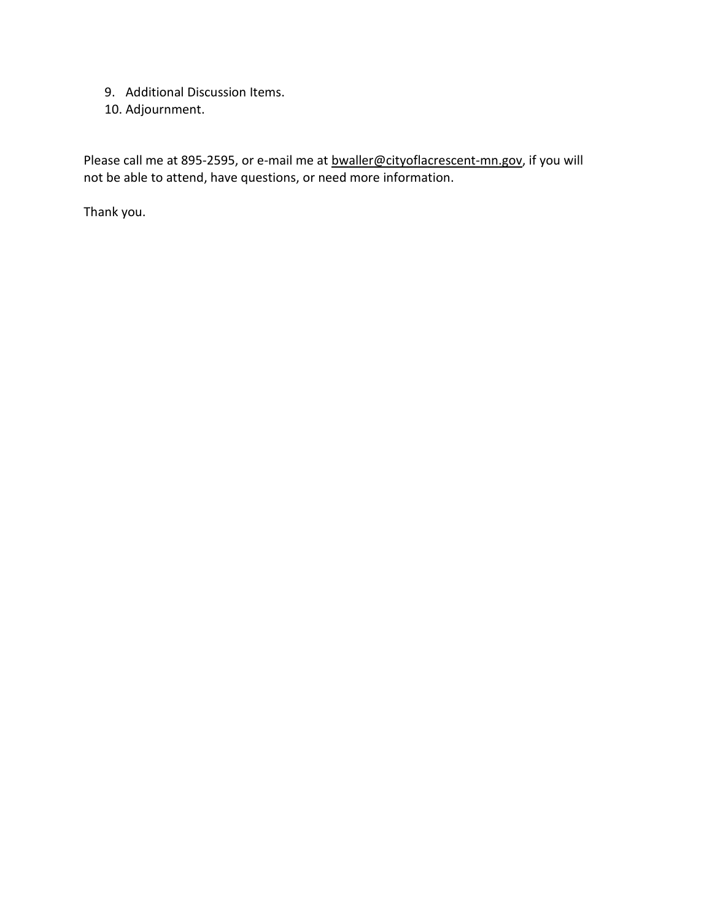9. Additional Discussion Items.
10. Adjournment.

Please call me at 895-2595, or e-mail me at bwaller@cityoflacrescent-mn.gov, if you will not be able to attend, have questions, or need more information.

Thank you.